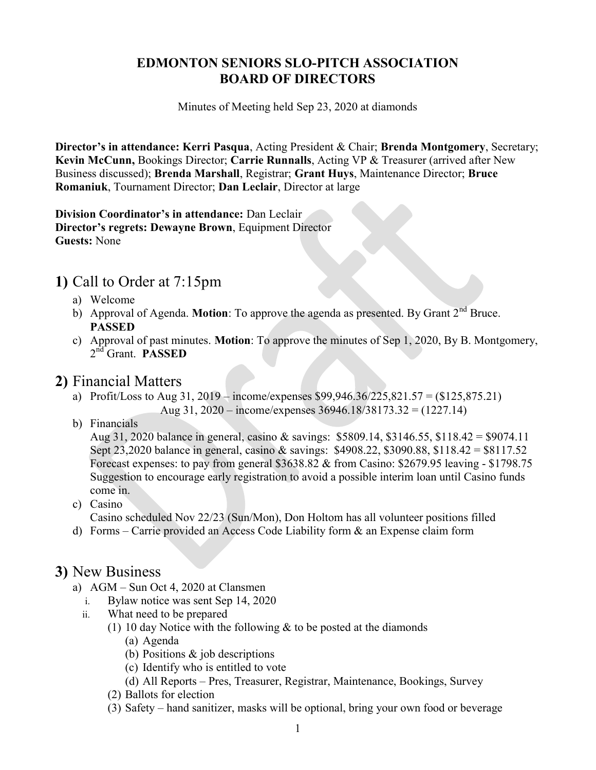# EDMONTON SENIORS SLO-PITCH ASSOCIATION
# BOARD OF DIRECTORS

Minutes of Meeting held Sep 23, 2020 at diamonds

**Director's in attendance: Kerri Pasqua**, Acting President & Chair; **Brenda Montgomery**, Secretary; **Kevin McCunn,** Bookings Director; **Carrie Runnalls**, Acting VP & Treasurer (arrived after New Business discussed); **Brenda Marshall**, Registrar; **Grant Huys**, Maintenance Director; **Bruce Romaniuk**, Tournament Director; **Dan Leclair**, Director at large

**Division Coordinator's in attendance:** Dan Leclair
**Director's regrets: Dewayne Brown**, Equipment Director
**Guests:** None

## 1) Call to Order at 7:15pm

a) Welcome
b) Approval of Agenda. **Motion**: To approve the agenda as presented. By Grant 2nd Bruce. **PASSED**
c) Approval of past minutes. **Motion**: To approve the minutes of Sep 1, 2020, By B. Montgomery, 2nd Grant. **PASSED**

## 2) Financial Matters

a) Profit/Loss to Aug 31, 2019 – income/expenses $99,946.36/225,821.57 = ($125,875.21)
   Aug 31, 2020 – income/expenses 36946.18/38173.32 = (1227.14)
b) Financials
   Aug 31, 2020 balance in general, casino & savings: $5809.14, $3146.55, $118.42 = $9074.11
   Sept 23,2020 balance in general, casino & savings: $4908.22, $3090.88, $118.42 = $8117.52
   Forecast expenses: to pay from general $3638.82 & from Casino: $2679.95 leaving - $1798.75
   Suggestion to encourage early registration to avoid a possible interim loan until Casino funds come in.
c) Casino
   Casino scheduled Nov 22/23 (Sun/Mon), Don Holtom has all volunteer positions filled
d) Forms – Carrie provided an Access Code Liability form & an Expense claim form

## 3) New Business

a) AGM – Sun Oct 4, 2020 at Clansmen
   i. Bylaw notice was sent Sep 14, 2020
   ii. What need to be prepared
      (1) 10 day Notice with the following & to be posted at the diamonds
         (a) Agenda
         (b) Positions & job descriptions
         (c) Identify who is entitled to vote
         (d) All Reports – Pres, Treasurer, Registrar, Maintenance, Bookings, Survey
      (2) Ballots for election
      (3) Safety – hand sanitizer, masks will be optional, bring your own food or beverage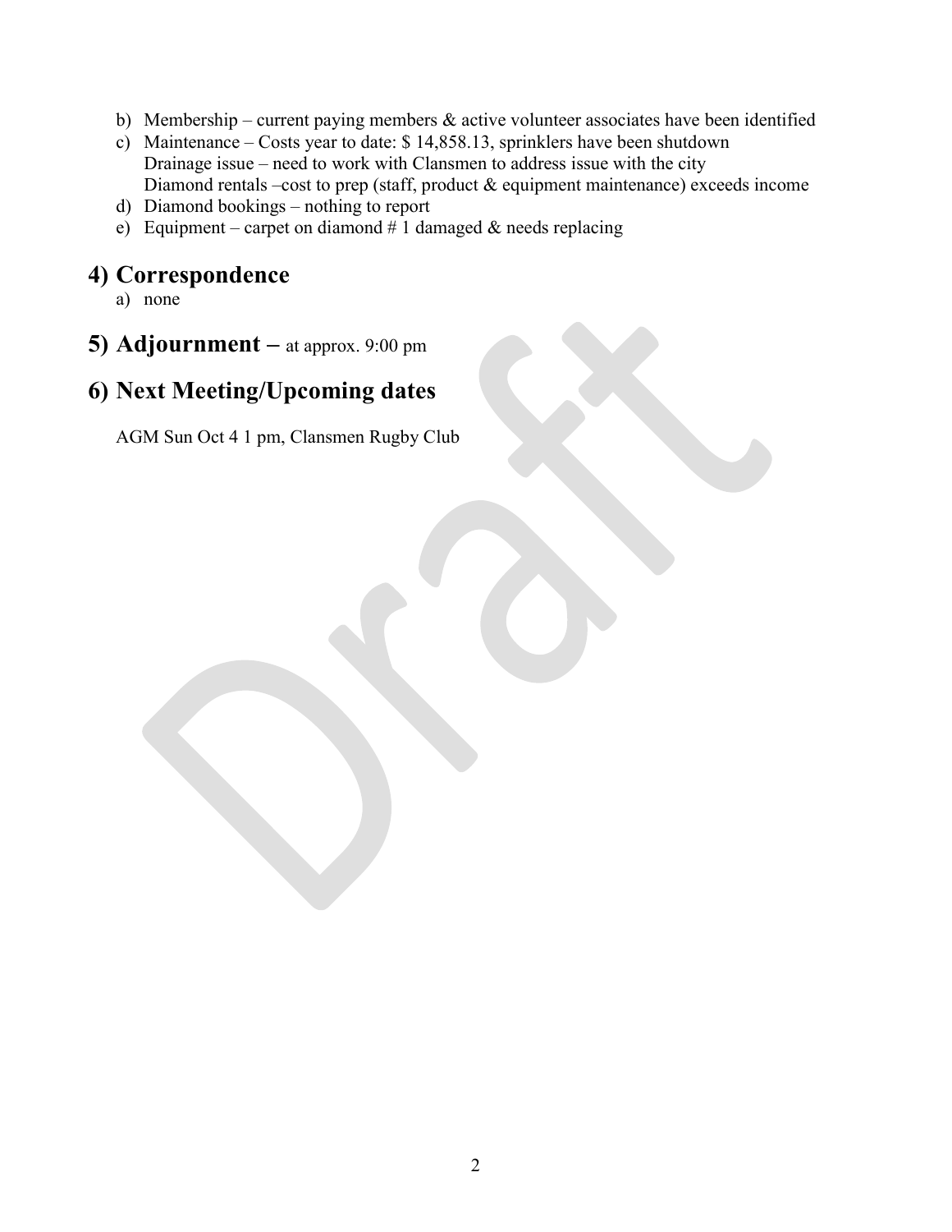b) Membership – current paying members & active volunteer associates have been identified
c) Maintenance – Costs year to date: $ 14,858.13, sprinklers have been shutdown
   Drainage issue – need to work with Clansmen to address issue with the city
   Diamond rentals –cost to prep (staff, product & equipment maintenance) exceeds income
d) Diamond bookings – nothing to report
e) Equipment – carpet on diamond # 1 damaged & needs replacing

## 4) Correspondence

a) none

## 5) Adjournment – at approx. 9:00 pm

## 6) Next Meeting/Upcoming dates

AGM Sun Oct 4 1 pm, Clansmen Rugby Club